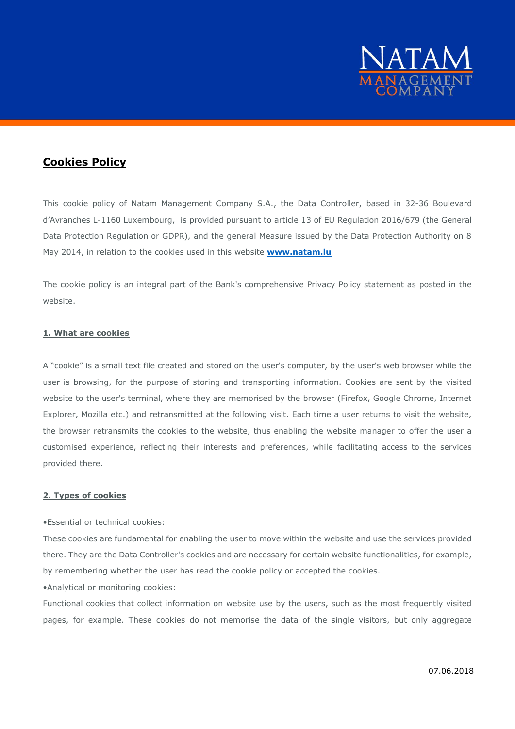# Cookies Policy

This cookie policy of Natam Management Company S.A., the Data Controller, based in 32-36 Boulevard d'Avranches L-1160 Luxembourg, is provided pursuant to article 13 of EU Regulation 2016/679 (the General Data Protection Regulation or GDPR), and the general Measure issued by the Data Protection Authority on 8 May 2014, in relation to the cookies used in this website **www.natam.lu**

The cookie policy is an integral part of the Bank's comprehensive Privacy Policy statement as posted in the website.

## 1. What are cookies

A "cookie" is a small text file created and stored on the user's computer, by the user's web browser while the user is browsing, for the purpose of storing and transporting information. Cookies are sent by the visited website to the user's terminal, where they are memorised by the browser (Firefox, Google Chrome, Internet Explorer, Mozilla etc.) and retransmitted at the following visit. Each time a user returns to visit the website, the browser retransmits the cookies to the website, thus enabling the website manager to offer the user a customised experience, reflecting their interests and preferences, while facilitating access to the services provided there.

## 2. Types of cookies

•Essential or technical cookies:

These cookies are fundamental for enabling the user to move within the website and use the services provided there. They are the Data Controller's cookies and are necessary for certain website functionalities, for example, by remembering whether the user has read the cookie policy or accepted the cookies.

•Analytical or monitoring cookies:

Functional cookies that collect information on website use by the users, such as the most frequently visited pages, for example. These cookies do not memorise the data of the single visitors, but only aggregate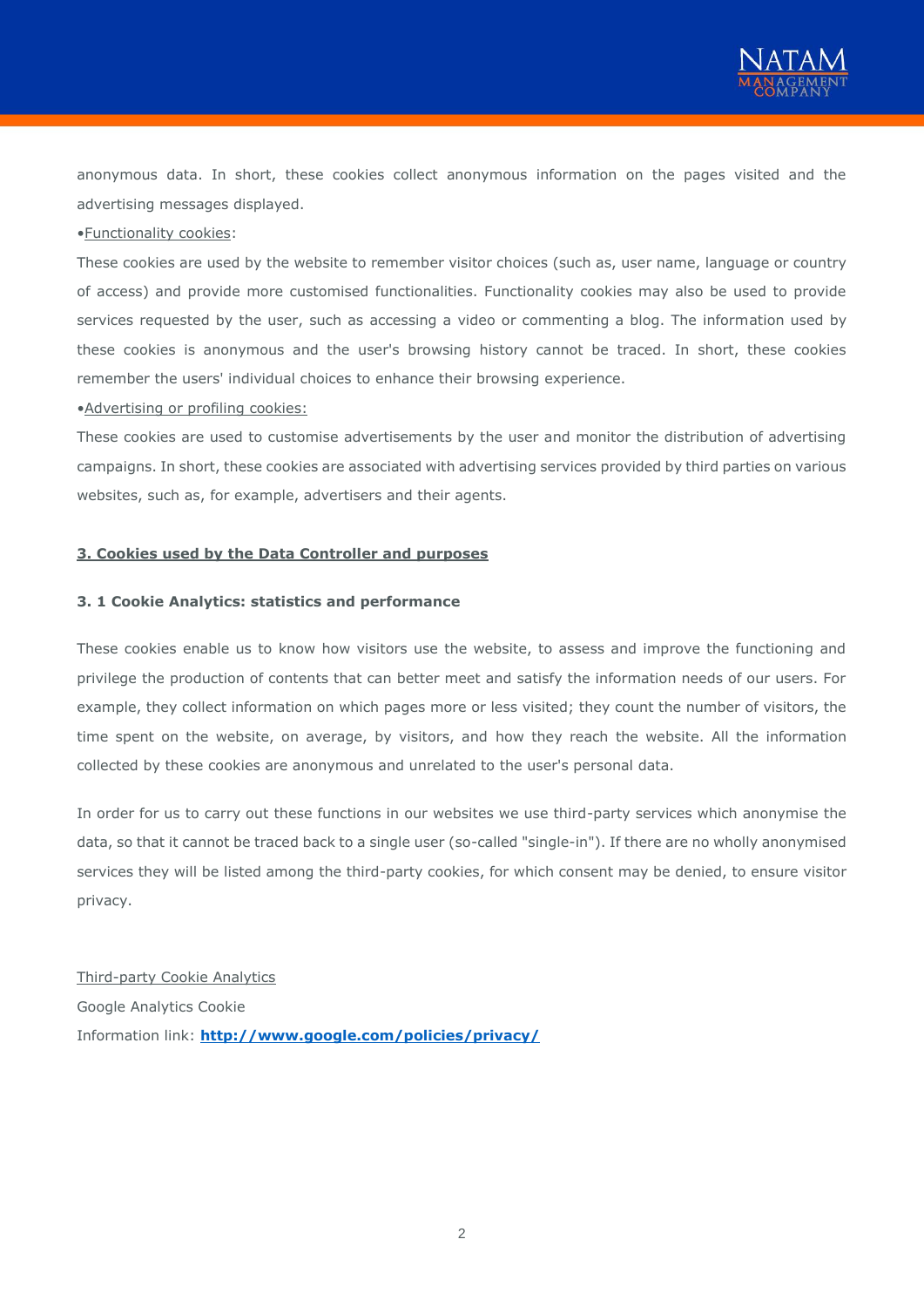anonymous data. In short, these cookies collect anonymous information on the pages visited and the advertising messages displayed.

•Functionality cookies:

These cookies are used by the website to remember visitor choices (such as, user name, language or country of access) and provide more customised functionalities. Functionality cookies may also be used to provide services requested by the user, such as accessing a video or commenting a blog. The information used by these cookies is anonymous and the user's browsing history cannot be traced. In short, these cookies remember the users' individual choices to enhance their browsing experience.

•Advertising or profiling cookies:

These cookies are used to customise advertisements by the user and monitor the distribution of advertising campaigns. In short, these cookies are associated with advertising services provided by third parties on various websites, such as, for example, advertisers and their agents.

## 3. Cookies used by the Data Controller and purposes

### 3. 1 Cookie Analytics: statistics and performance

These cookies enable us to know how visitors use the website, to assess and improve the functioning and privilege the production of contents that can better meet and satisfy the information needs of our users. For example, they collect information on which pages more or less visited; they count the number of visitors, the time spent on the website, on average, by visitors, and how they reach the website. All the information collected by these cookies are anonymous and unrelated to the user's personal data.

In order for us to carry out these functions in our websites we use third-party services which anonymise the data, so that it cannot be traced back to a single user (so-called "single-in"). If there are no wholly anonymised services they will be listed among the third-party cookies, for which consent may be denied, to ensure visitor privacy.

Third-party Cookie Analytics

Google Analytics Cookie

Information link: **http://www.google.com/policies/privacy/**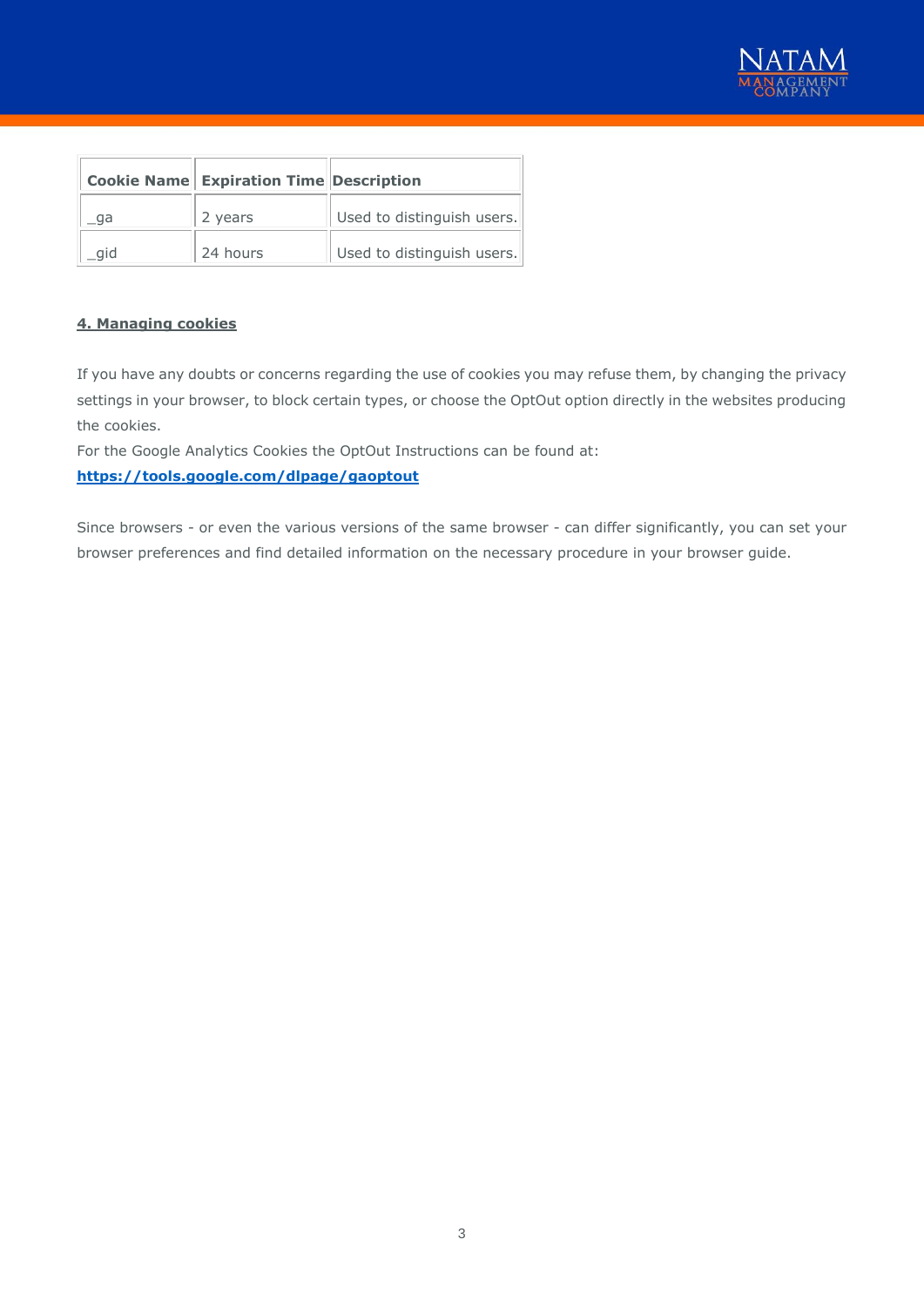| Cookie Name | Expiration Time | Description |
|---|---|---|
| _ga | 2 years | Used to distinguish users. |
| _gid | 24 hours | Used to distinguish users. |

**4. Managing cookies**

If you have any doubts or concerns regarding the use of cookies you may refuse them, by changing the privacy settings in your browser, to block certain types, or choose the OptOut option directly in the websites producing the cookies.
For the Google Analytics Cookies the OptOut Instructions can be found at:
**https://tools.google.com/dlpage/gaoptout**

Since browsers - or even the various versions of the same browser - can differ significantly, you can set your browser preferences and find detailed information on the necessary procedure in your browser guide.